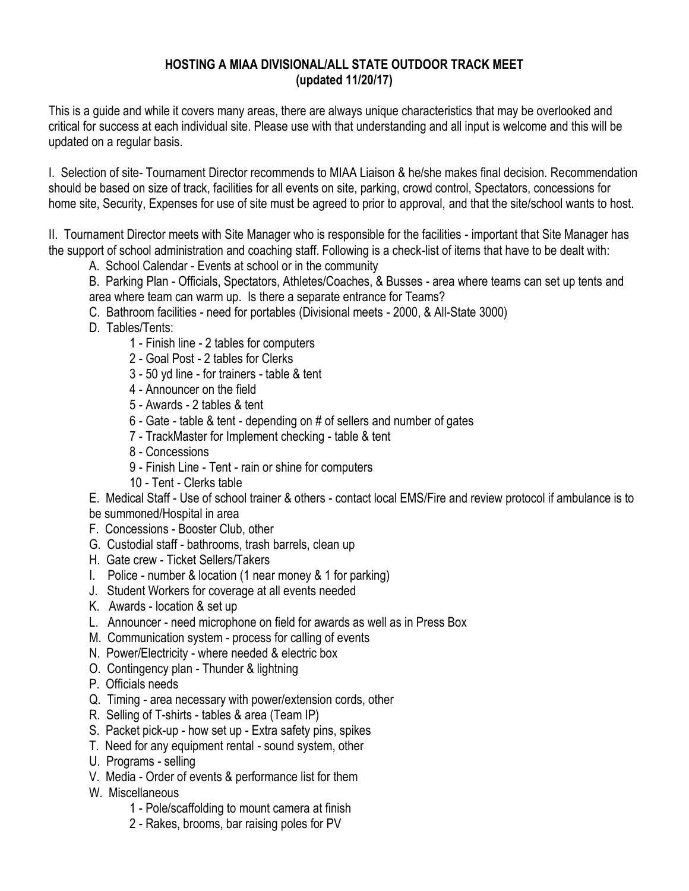# HOSTING A MIAA DIVISIONAL/ALL STATE OUTDOOR TRACK MEET
**(updated 11/20/17)**

This is a guide and while it covers many areas, there are always unique characteristics that may be overlooked and critical for success at each individual site. Please use with that understanding and all input is welcome and this will be updated on a regular basis.

I. Selection of site- Tournament Director recommends to MIAA Liaison & he/she makes final decision. Recommendation should be based on size of track, facilities for all events on site, parking, crowd control, Spectators, concessions for home site, Security, Expenses for use of site must be agreed to prior to approval, and that the site/school wants to host.

II. Tournament Director meets with Site Manager who is responsible for the facilities - important that Site Manager has the support of school administration and coaching staff. Following is a check-list of items that have to be dealt with:

- A. School Calendar - Events at school or in the community
- B. Parking Plan - Officials, Spectators, Athletes/Coaches, & Busses - area where teams can set up tents and area where team can warm up. Is there a separate entrance for Teams?
- C. Bathroom facilities - need for portables (Divisional meets - 2000, & All-State 3000)
- D. Tables/Tents:
  - 1 - Finish line - 2 tables for computers
  - 2 - Goal Post - 2 tables for Clerks
  - 3 - 50 yd line - for trainers - table & tent
  - 4 - Announcer on the field
  - 5 - Awards - 2 tables & tent
  - 6 - Gate - table & tent - depending on # of sellers and number of gates
  - 7 - TrackMaster for Implement checking - table & tent
  - 8 - Concessions
  - 9 - Finish Line - Tent - rain or shine for computers
  - 10 - Tent - Clerks table
- E. Medical Staff - Use of school trainer & others - contact local EMS/Fire and review protocol if ambulance is to be summoned/Hospital in area
- F. Concessions - Booster Club, other
- G. Custodial staff - bathrooms, trash barrels, clean up
- H. Gate crew - Ticket Sellers/Takers
- I. Police - number & location (1 near money & 1 for parking)
- J. Student Workers for coverage at all events needed
- K. Awards - location & set up
- L. Announcer - need microphone on field for awards as well as in Press Box
- M. Communication system - process for calling of events
- N. Power/Electricity - where needed & electric box
- O. Contingency plan - Thunder & lightning
- P. Officials needs
- Q. Timing - area necessary with power/extension cords, other
- R. Selling of T-shirts - tables & area (Team IP)
- S. Packet pick-up - how set up - Extra safety pins, spikes
- T. Need for any equipment rental - sound system, other
- U. Programs - selling
- V. Media - Order of events & performance list for them
- W. Miscellaneous
  - 1 - Pole/scaffolding to mount camera at finish
  - 2 - Rakes, brooms, bar raising poles for PV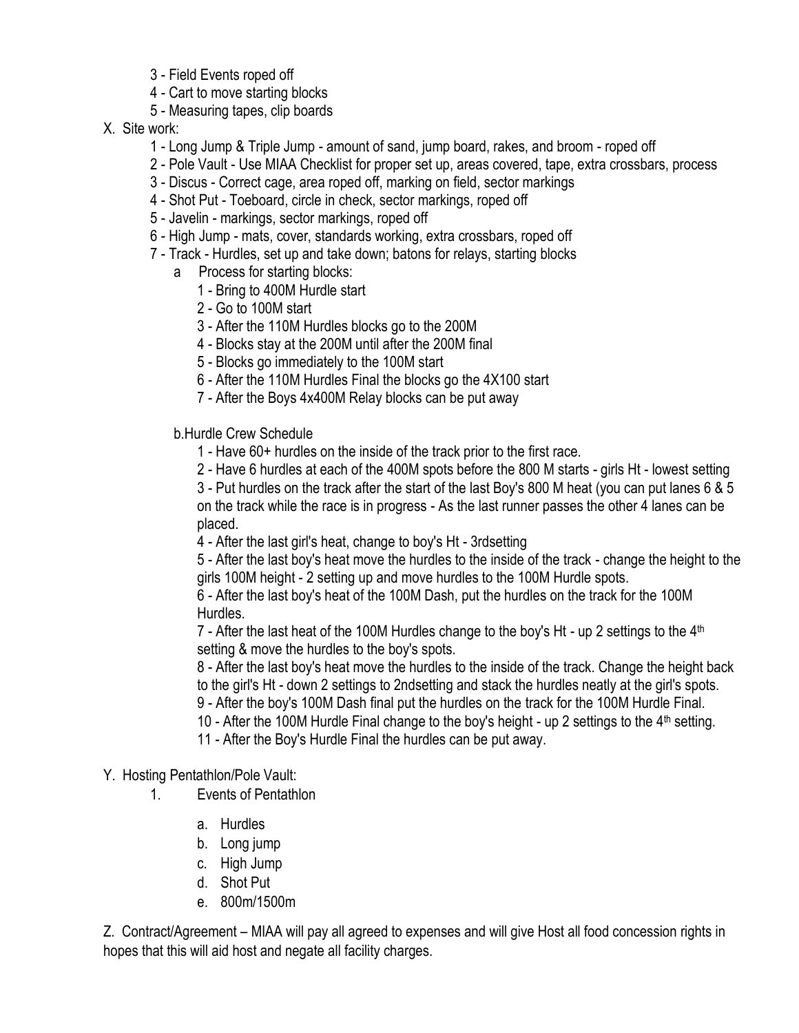3 - Field Events roped off
4 - Cart to move starting blocks
5 - Measuring tapes, clip boards

X. Site work:

1 - Long Jump & Triple Jump - amount of sand, jump board, rakes, and broom - roped off
2 - Pole Vault - Use MIAA Checklist for proper set up, areas covered, tape, extra crossbars, process
3 - Discus - Correct cage, area roped off, marking on field, sector markings
4 - Shot Put - Toeboard, circle in check, sector markings, roped off
5 - Javelin - markings, sector markings, roped off
6 - High Jump - mats, cover, standards working, extra crossbars, roped off
7 - Track - Hurdles, set up and take down; batons for relays, starting blocks

a Process for starting blocks:

1 - Bring to 400M Hurdle start
2 - Go to 100M start
3 - After the 110M Hurdles blocks go to the 200M
4 - Blocks stay at the 200M until after the 200M final
5 - Blocks go immediately to the 100M start
6 - After the 110M Hurdles Final the blocks go the 4X100 start
7 - After the Boys 4x400M Relay blocks can be put away

b. Hurdle Crew Schedule

1 - Have 60+ hurdles on the inside of the track prior to the first race.

2 - Have 6 hurdles at each of the 400M spots before the 800 M starts - girls Ht - lowest setting

3 - Put hurdles on the track after the start of the last Boy's 800 M heat (you can put lanes 6 & 5 on the track while the race is in progress - As the last runner passes the other 4 lanes can be placed.

4 - After the last girl's heat, change to boy's Ht - 3rdsetting

5 - After the last boy's heat move the hurdles to the inside of the track - change the height to the girls 100M height - 2 setting up and move hurdles to the 100M Hurdle spots.

6 - After the last boy's heat of the 100M Dash, put the hurdles on the track for the 100M Hurdles.

7 - After the last heat of the 100M Hurdles change to the boy's Ht - up 2 settings to the 4th setting & move the hurdles to the boy's spots.

8 - After the last boy's heat move the hurdles to the inside of the track. Change the height back to the girl's Ht - down 2 settings to 2ndsetting and stack the hurdles neatly at the girl's spots.

9 - After the boy's 100M Dash final put the hurdles on the track for the 100M Hurdle Final.

10 - After the 100M Hurdle Final change to the boy's height - up 2 settings to the 4th setting.

11 - After the Boy's Hurdle Final the hurdles can be put away.

Y. Hosting Pentathlon/Pole Vault:

1. Events of Pentathlon

a. Hurdles
b. Long jump
c. High Jump
d. Shot Put
e. 800m/1500m

Z. Contract/Agreement – MIAA will pay all agreed to expenses and will give Host all food concession rights in hopes that this will aid host and negate all facility charges.